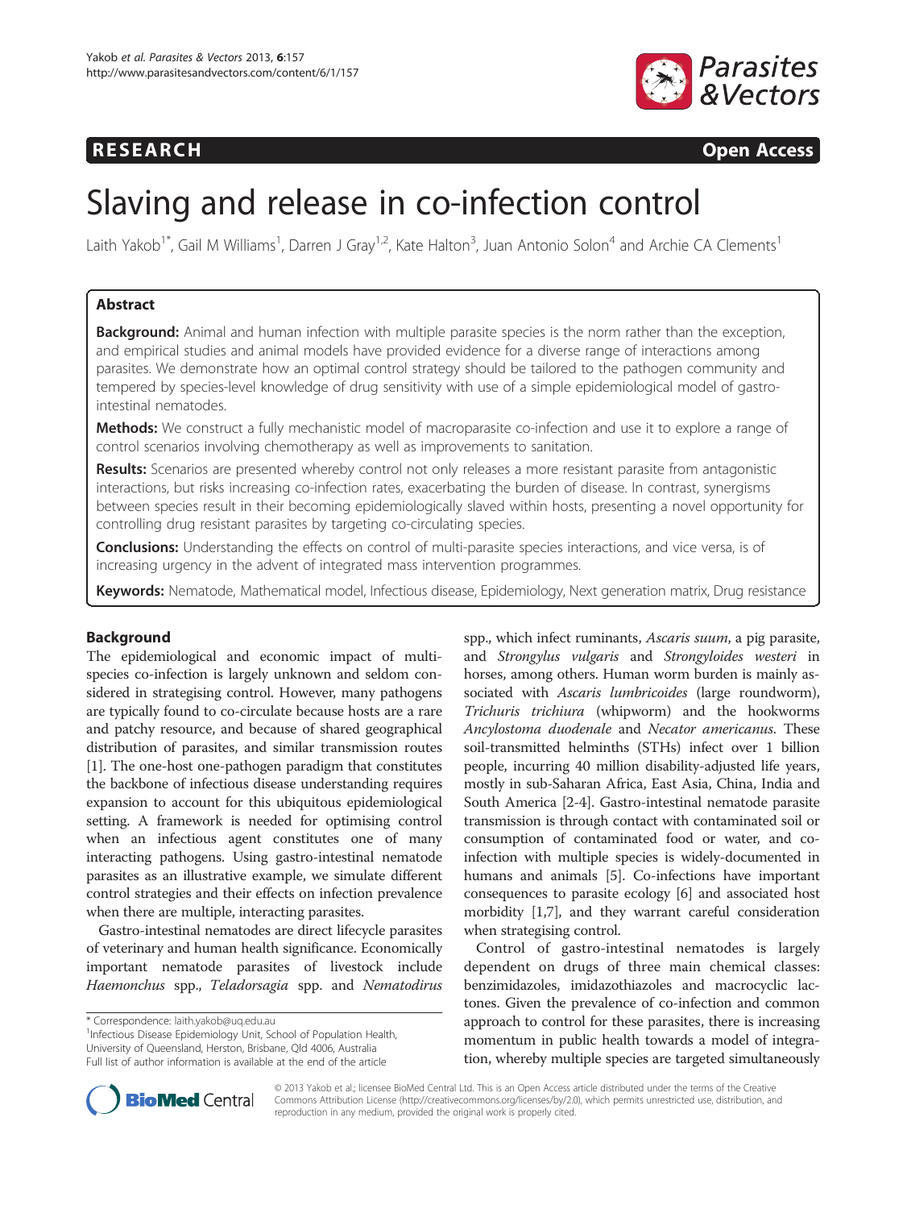RESEARCH Open Access

# Slaving and release in co-infection control

Laith Yakob[1*], Gail M Williams[1], Darren J Gray[1,2], Kate Halton[3], Juan Antonio Solon[4] and Archie CA Clements[1]

## Abstract

**Background:** Animal and human infection with multiple parasite species is the norm rather than the exception, and empirical studies and animal models have provided evidence for a diverse range of interactions among parasites. We demonstrate how an optimal control strategy should be tailored to the pathogen community and tempered by species-level knowledge of drug sensitivity with use of a simple epidemiological model of gastro-intestinal nematodes.

**Methods:** We construct a fully mechanistic model of macroparasite co-infection and use it to explore a range of control scenarios involving chemotherapy as well as improvements to sanitation.

**Results:** Scenarios are presented whereby control not only releases a more resistant parasite from antagonistic interactions, but risks increasing co-infection rates, exacerbating the burden of disease. In contrast, synergisms between species result in their becoming epidemiologically slaved within hosts, presenting a novel opportunity for controlling drug resistant parasites by targeting co-circulating species.

**Conclusions:** Understanding the effects on control of multi-parasite species interactions, and vice versa, is of increasing urgency in the advent of integrated mass intervention programmes.

**Keywords:** Nematode, Mathematical model, Infectious disease, Epidemiology, Next generation matrix, Drug resistance

## Background

The epidemiological and economic impact of multi-species co-infection is largely unknown and seldom considered in strategising control. However, many pathogens are typically found to co-circulate because hosts are a rare and patchy resource, and because of shared geographical distribution of parasites, and similar transmission routes [1]. The one-host one-pathogen paradigm that constitutes the backbone of infectious disease understanding requires expansion to account for this ubiquitous epidemiological setting. A framework is needed for optimising control when an infectious agent constitutes one of many interacting pathogens. Using gastro-intestinal nematode parasites as an illustrative example, we simulate different control strategies and their effects on infection prevalence when there are multiple, interacting parasites.

Gastro-intestinal nematodes are direct lifecycle parasites of veterinary and human health significance. Economically important nematode parasites of livestock include *Haemonchus* spp., *Teladorsagia* spp. and *Nematodirus* spp., which infect ruminants, *Ascaris suum*, a pig parasite, and *Strongylus vulgaris* and *Strongyloides westeri* in horses, among others. Human worm burden is mainly associated with *Ascaris lumbricoides* (large roundworm), *Trichuris trichiura* (whipworm) and the hookworms *Ancylostoma duodenale* and *Necator americanus*. These soil-transmitted helminths (STHs) infect over 1 billion people, incurring 40 million disability-adjusted life years, mostly in sub-Saharan Africa, East Asia, China, India and South America [2-4]. Gastro-intestinal nematode parasite transmission is through contact with contaminated soil or consumption of contaminated food or water, and co-infection with multiple species is widely-documented in humans and animals [5]. Co-infections have important consequences to parasite ecology [6] and associated host morbidity [1,7], and they warrant careful consideration when strategising control.

Control of gastro-intestinal nematodes is largely dependent on drugs of three main chemical classes: benzimidazoles, imidazothiazoles and macrocyclic lactones. Given the prevalence of co-infection and common approach to control for these parasites, there is increasing momentum in public health towards a model of integration, whereby multiple species are targeted simultaneously

\* Correspondence: laith.yakob@uq.edu.au

[1]Infectious Disease Epidemiology Unit, School of Population Health, University of Queensland, Herston, Brisbane, Qld 4006, Australia

Full list of author information is available at the end of the article

© 2013 Yakob et al.; licensee BioMed Central Ltd. This is an Open Access article distributed under the terms of the Creative Commons Attribution License (http://creativecommons.org/licenses/by/2.0), which permits unrestricted use, distribution, and reproduction in any medium, provided the original work is properly cited.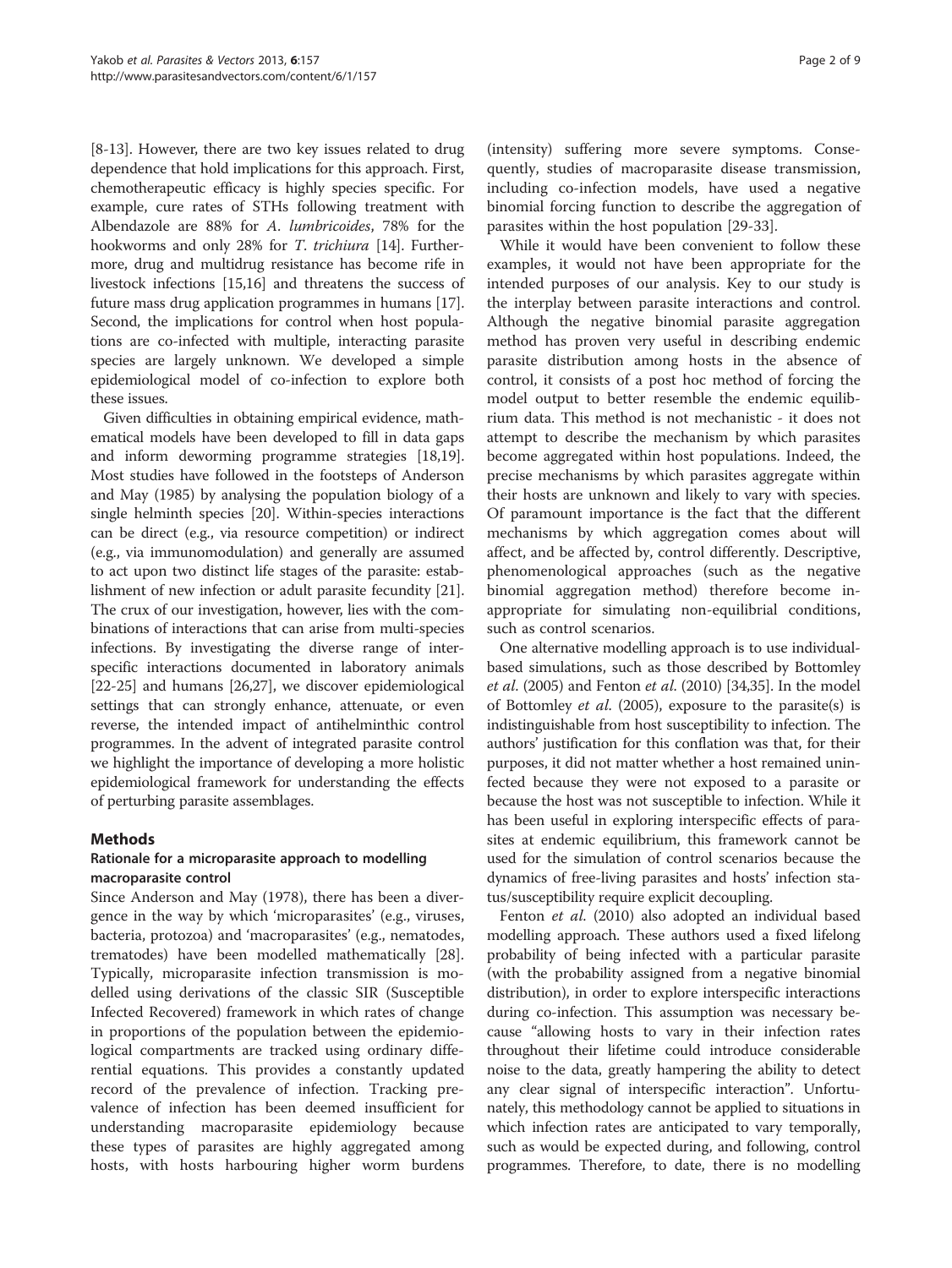[8-13]. However, there are two key issues related to drug dependence that hold implications for this approach. First, chemotherapeutic efficacy is highly species specific. For example, cure rates of STHs following treatment with Albendazole are 88% for *A. lumbricoides*, 78% for the hookworms and only 28% for *T. trichiura* [14]. Furthermore, drug and multidrug resistance has become rife in livestock infections [15,16] and threatens the success of future mass drug application programmes in humans [17]. Second, the implications for control when host populations are co-infected with multiple, interacting parasite species are largely unknown. We developed a simple epidemiological model of co-infection to explore both these issues.

Given difficulties in obtaining empirical evidence, mathematical models have been developed to fill in data gaps and inform deworming programme strategies [18,19]. Most studies have followed in the footsteps of Anderson and May (1985) by analysing the population biology of a single helminth species [20]. Within-species interactions can be direct (e.g., via resource competition) or indirect (e.g., via immunomodulation) and generally are assumed to act upon two distinct life stages of the parasite: establishment of new infection or adult parasite fecundity [21]. The crux of our investigation, however, lies with the combinations of interactions that can arise from multi-species infections. By investigating the diverse range of interspecific interactions documented in laboratory animals [22-25] and humans [26,27], we discover epidemiological settings that can strongly enhance, attenuate, or even reverse, the intended impact of antihelminthic control programmes. In the advent of integrated parasite control we highlight the importance of developing a more holistic epidemiological framework for understanding the effects of perturbing parasite assemblages.

## Methods

### Rationale for a microparasite approach to modelling macroparasite control

Since Anderson and May (1978), there has been a divergence in the way by which 'microparasites' (e.g., viruses, bacteria, protozoa) and 'macroparasites' (e.g., nematodes, trematodes) have been modelled mathematically [28]. Typically, microparasite infection transmission is modelled using derivations of the classic SIR (Susceptible Infected Recovered) framework in which rates of change in proportions of the population between the epidemiological compartments are tracked using ordinary differential equations. This provides a constantly updated record of the prevalence of infection. Tracking prevalence of infection has been deemed insufficient for understanding macroparasite epidemiology because these types of parasites are highly aggregated among hosts, with hosts harbouring higher worm burdens (intensity) suffering more severe symptoms. Consequently, studies of macroparasite disease transmission, including co-infection models, have used a negative binomial forcing function to describe the aggregation of parasites within the host population [29-33].

While it would have been convenient to follow these examples, it would not have been appropriate for the intended purposes of our analysis. Key to our study is the interplay between parasite interactions and control. Although the negative binomial parasite aggregation method has proven very useful in describing endemic parasite distribution among hosts in the absence of control, it consists of a post hoc method of forcing the model output to better resemble the endemic equilibrium data. This method is not mechanistic - it does not attempt to describe the mechanism by which parasites become aggregated within host populations. Indeed, the precise mechanisms by which parasites aggregate within their hosts are unknown and likely to vary with species. Of paramount importance is the fact that the different mechanisms by which aggregation comes about will affect, and be affected by, control differently. Descriptive, phenomenological approaches (such as the negative binomial aggregation method) therefore become inappropriate for simulating non-equilibrial conditions, such as control scenarios.

One alternative modelling approach is to use individual-based simulations, such as those described by Bottomley *et al*. (2005) and Fenton *et al*. (2010) [34,35]. In the model of Bottomley *et al*. (2005), exposure to the parasite(s) is indistinguishable from host susceptibility to infection. The authors' justification for this conflation was that, for their purposes, it did not matter whether a host remained uninfected because they were not exposed to a parasite or because the host was not susceptible to infection. While it has been useful in exploring interspecific effects of parasites at endemic equilibrium, this framework cannot be used for the simulation of control scenarios because the dynamics of free-living parasites and hosts' infection status/susceptibility require explicit decoupling.

Fenton *et al*. (2010) also adopted an individual based modelling approach. These authors used a fixed lifelong probability of being infected with a particular parasite (with the probability assigned from a negative binomial distribution), in order to explore interspecific interactions during co-infection. This assumption was necessary because "allowing hosts to vary in their infection rates throughout their lifetime could introduce considerable noise to the data, greatly hampering the ability to detect any clear signal of interspecific interaction". Unfortunately, this methodology cannot be applied to situations in which infection rates are anticipated to vary temporally, such as would be expected during, and following, control programmes. Therefore, to date, there is no modelling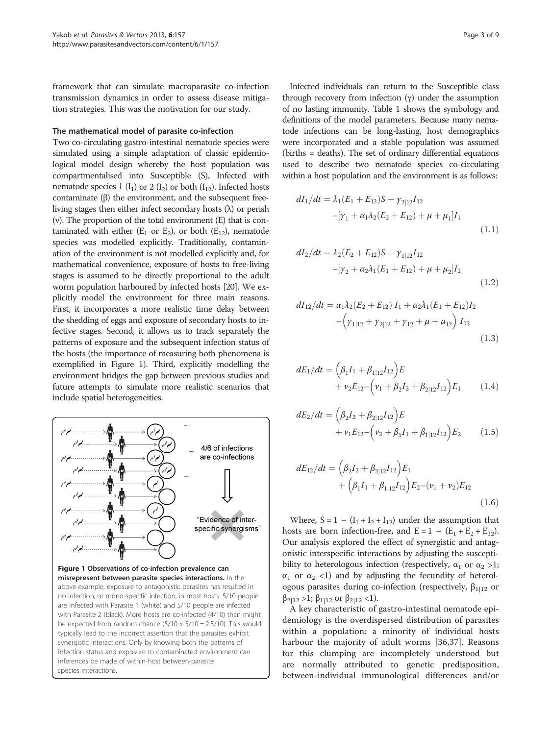framework that can simulate macroparasite co-infection transmission dynamics in order to assess disease mitigation strategies. This was the motivation for our study.

### The mathematical model of parasite co-infection

Two co-circulating gastro-intestinal nematode species were simulated using a simple adaptation of classic epidemiological model design whereby the host population was compartmentalised into Susceptible (S), Infected with nematode species 1 ($I_1$) or 2 ($I_2$) or both ($I_{12}$). Infected hosts contaminate (β) the environment, and the subsequent free-living stages then either infect secondary hosts (λ) or perish (ν). The proportion of the total environment (E) that is contaminated with either ($E_1$ or $E_2$), or both ($E_{12}$), nematode species was modelled explicitly. Traditionally, contamination of the environment is not modelled explicitly and, for mathematical convenience, exposure of hosts to free-living stages is assumed to be directly proportional to the adult worm population harboured by infected hosts [20]. We explicitly model the environment for three main reasons. First, it incorporates a more realistic time delay between the shedding of eggs and exposure of secondary hosts to infective stages. Second, it allows us to track separately the patterns of exposure and the subsequent infection status of the hosts (the importance of measuring both phenomena is exemplified in Figure 1). Third, explicitly modelling the environment bridges the gap between previous studies and future attempts to simulate more realistic scenarios that include spatial heterogeneities.

**Figure 1 Observations of co-infection prevalence can misrepresent between-parasite species interactions.** In the above example, exposure to antagonistic parasites has resulted in no infection, or mono-specific infection, in most hosts. 5/10 people are infected with Parasite 1 (white) and 5/10 people are infected with Parasite 2 (black). More hosts are co-infected (4/10) than might be expected from random chance (5/10 x 5/10 = 2.5/10). This would typically lead to the incorrect assertion that the parasites exhibit synergistic interactions. Only by knowing both the patterns of infection status and exposure to contaminated environment can inferences be made of within-host between-parasite species interactions.

Infected individuals can return to the Susceptible class through recovery from infection (γ) under the assumption of no lasting immunity. Table 1 shows the symbology and definitions of the model parameters. Because many nematode infections can be long-lasting, host demographics were incorporated and a stable population was assumed (births = deaths). The set of ordinary differential equations used to describe two nematode species co-circulating within a host population and the environment is as follows:

$$dI_1/dt = \lambda_1(E_1 + E_{12})S + \gamma_{2|12}I_{12} - [\gamma_1 + \alpha_1\lambda_2(E_2 + E_{12}) + \mu + \mu_1]I_1 \tag{1.1}$$

$$dI_2/dt = \lambda_2(E_2 + E_{12})S + \gamma_{1|12}I_{12} - [\gamma_2 + \alpha_2\lambda_1(E_1 + E_{12}) + \mu + \mu_2]I_2 \tag{1.2}$$

$$dI_{12}/dt = \alpha_1\lambda_2(E_2 + E_{12})\,I_1 + \alpha_2\lambda_1(E_1 + E_{12})I_2 - \left(\gamma_{1|12} + \gamma_{2|12} + \gamma_{12} + \mu + \mu_{12}\right)\,I_{12} \tag{1.3}$$

$$dE_1/dt = \left(\beta_1 I_1 + \beta_{1|12}I_{12}\right)E + \nu_2 E_{12} - \left(\nu_1 + \beta_2 I_2 + \beta_{2|12}I_{12}\right)E_1 \tag{1.4}$$

$$dE_2/dt = \left(\beta_2 I_2 + \beta_{2|12}I_{12}\right)E + \nu_1 E_{12} - \left(\nu_2 + \beta_1 I_1 + \beta_{1|12}I_{12}\right)E_2 \tag{1.5}$$

$$dE_{12}/dt = \left(\beta_2 I_2 + \beta_{2|12}I_{12}\right)E_1 + \left(\beta_1 I_1 + \beta_{1|12}I_{12}\right)E_2 - (\nu_1 + \nu_2)E_{12} \tag{1.6}$$

Where, $S = 1 - (I_1 + I_2 + I_{12})$ under the assumption that hosts are born infection-free, and $E = 1 - (E_1 + E_2 + E_{12})$. Our analysis explored the effect of synergistic and antagonistic interspecific interactions by adjusting the susceptibility to heterologous infection (respectively, $\alpha_1$ or $\alpha_2 > 1$; $\alpha_1$ or $\alpha_2 < 1$) and by adjusting the fecundity of heterologous parasites during co-infection (respectively, $\beta_{1|12}$ or $\beta_{2|12} > 1$; $\beta_{1|12}$ or $\beta_{2|12} < 1$).

A key characteristic of gastro-intestinal nematode epidemiology is the overdispersed distribution of parasites within a population: a minority of individual hosts harbour the majority of adult worms [36,37]. Reasons for this clumping are incompletely understood but are normally attributed to genetic predisposition, between-individual immunological differences and/or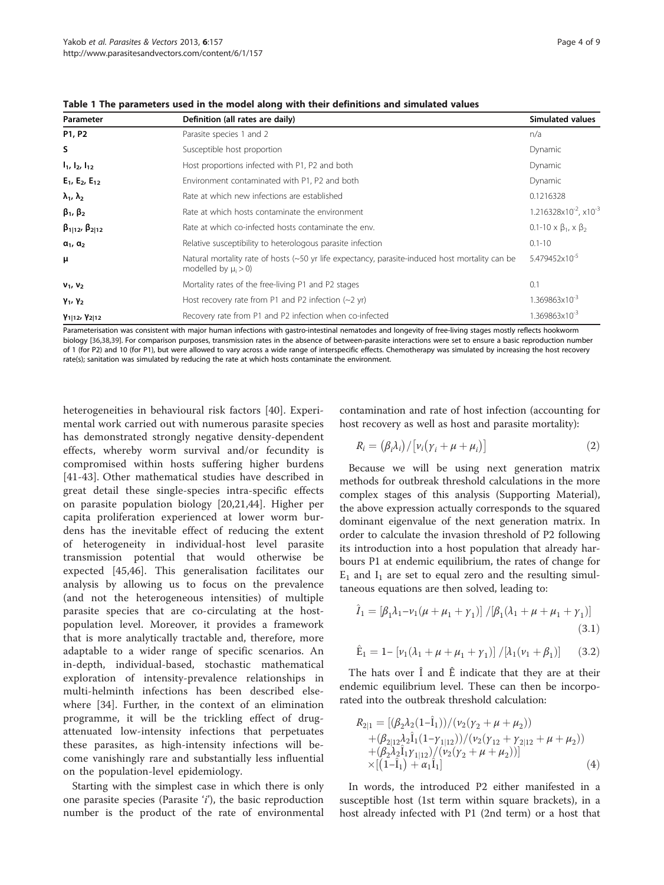**Table 1 The parameters used in the model along with their definitions and simulated values**

| Parameter | Definition (all rates are daily) | Simulated values |
|---|---|---|
| **P1, P2** | Parasite species 1 and 2 | n/a |
| **S** | Susceptible host proportion | Dynamic |
| $I_1$, $I_2$, $I_{12}$ | Host proportions infected with P1, P2 and both | Dynamic |
| $E_1$, $E_2$, $E_{12}$ | Environment contaminated with P1, P2 and both | Dynamic |
| $\lambda_1$, $\lambda_2$ | Rate at which new infections are established | 0.1216328 |
| $\beta_1$, $\beta_2$ | Rate at which hosts contaminate the environment | $1.216328\times10^{-2}$, $\times10^{-3}$ |
| $\beta_{1\|12}$, $\beta_{2\|12}$ | Rate at which co-infected hosts contaminate the env. | 0.1-10 x $\beta_1$, x $\beta_2$ |
| $\alpha_1$, $\alpha_2$ | Relative susceptibility to heterologous parasite infection | 0.1-10 |
| $\mu$ | Natural mortality rate of hosts (~50 yr life expectancy, parasite-induced host mortality can be modelled by $\mu_i > 0$) | $5.479452\times10^{-5}$ |
| $\nu_1$, $\nu_2$ | Mortality rates of the free-living P1 and P2 stages | 0.1 |
| $\gamma_1$, $\gamma_2$ | Host recovery rate from P1 and P2 infection (~2 yr) | $1.369863\times10^{-3}$ |
| $\gamma_{1\|12}$, $\gamma_{2\|12}$ | Recovery rate from P1 and P2 infection when co-infected | $1.369863\times10^{-3}$ |

Parameterisation was consistent with major human infections with gastro-intestinal nematodes and longevity of free-living stages mostly reflects hookworm biology [36,38,39]. For comparison purposes, transmission rates in the absence of between-parasite interactions were set to ensure a basic reproduction number of 1 (for P2) and 10 (for P1), but were allowed to vary across a wide range of interspecific effects. Chemotherapy was simulated by increasing the host recovery rate(s); sanitation was simulated by reducing the rate at which hosts contaminate the environment.

heterogeneities in behavioural risk factors [40]. Experimental work carried out with numerous parasite species has demonstrated strongly negative density-dependent effects, whereby worm survival and/or fecundity is compromised within hosts suffering higher burdens [41-43]. Other mathematical studies have described in great detail these single-species intra-specific effects on parasite population biology [20,21,44]. Higher per capita proliferation experienced at lower worm burdens has the inevitable effect of reducing the extent of heterogeneity in individual-host level parasite transmission potential that would otherwise be expected [45,46]. This generalisation facilitates our analysis by allowing us to focus on the prevalence (and not the heterogeneous intensities) of multiple parasite species that are co-circulating at the host-population level. Moreover, it provides a framework that is more analytically tractable and, therefore, more adaptable to a wider range of specific scenarios. An in-depth, individual-based, stochastic mathematical exploration of intensity-prevalence relationships in multi-helminth infections has been described elsewhere [34]. Further, in the context of an elimination programme, it will be the trickling effect of drug-attenuated low-intensity infections that perpetuates these parasites, as high-intensity infections will become vanishingly rare and substantially less influential on the population-level epidemiology.

Starting with the simplest case in which there is only one parasite species (Parasite '*i*'), the basic reproduction number is the product of the rate of environmental contamination and rate of host infection (accounting for host recovery as well as host and parasite mortality):

$$R_i = (\beta_i \lambda_i) / [\nu_i(\gamma_i + \mu + \mu_i)] \tag{2}$$

Because we will be using next generation matrix methods for outbreak threshold calculations in the more complex stages of this analysis (Supporting Material), the above expression actually corresponds to the squared dominant eigenvalue of the next generation matrix. In order to calculate the invasion threshold of P2 following its introduction into a host population that already harbours P1 at endemic equilibrium, the rates of change for $E_1$ and $I_1$ are set to equal zero and the resulting simultaneous equations are then solved, leading to:

$$\hat{I}_1 = [\beta_1\lambda_1 - \nu_1(\mu + \mu_1 + \gamma_1)] / [\beta_1(\lambda_1 + \mu + \mu_1 + \gamma_1)] \tag{3.1}$$

$$\hat{E}_1 = 1 - [\nu_1(\lambda_1 + \mu + \mu_1 + \gamma_1)] / [\lambda_1(\nu_1 + \beta_1)] \tag{3.2}$$

The hats over Î and Ê indicate that they are at their endemic equilibrium level. These can then be incorporated into the outbreak threshold calculation:

$$\begin{aligned} R_{2|1} = [&(\beta_2\lambda_2(1-\hat{I}_1))/(\nu_2(\gamma_2+\mu+\mu_2)) \\ &+(\beta_{2|12}\lambda_2\hat{I}_1(1-\gamma_{1|12}))/(\nu_2(\gamma_{12}+\gamma_{2|12}+\mu+\mu_2)) \\ &+(\beta_2\lambda_2\hat{I}_1\gamma_{1|12})/(\nu_2(\gamma_2+\mu+\mu_2))] \\ &\times[(1-\hat{I}_1)+\alpha_1\hat{I}_1] \end{aligned} \tag{4}$$

In words, the introduced P2 either manifested in a susceptible host (1st term within square brackets), in a host already infected with P1 (2nd term) or a host that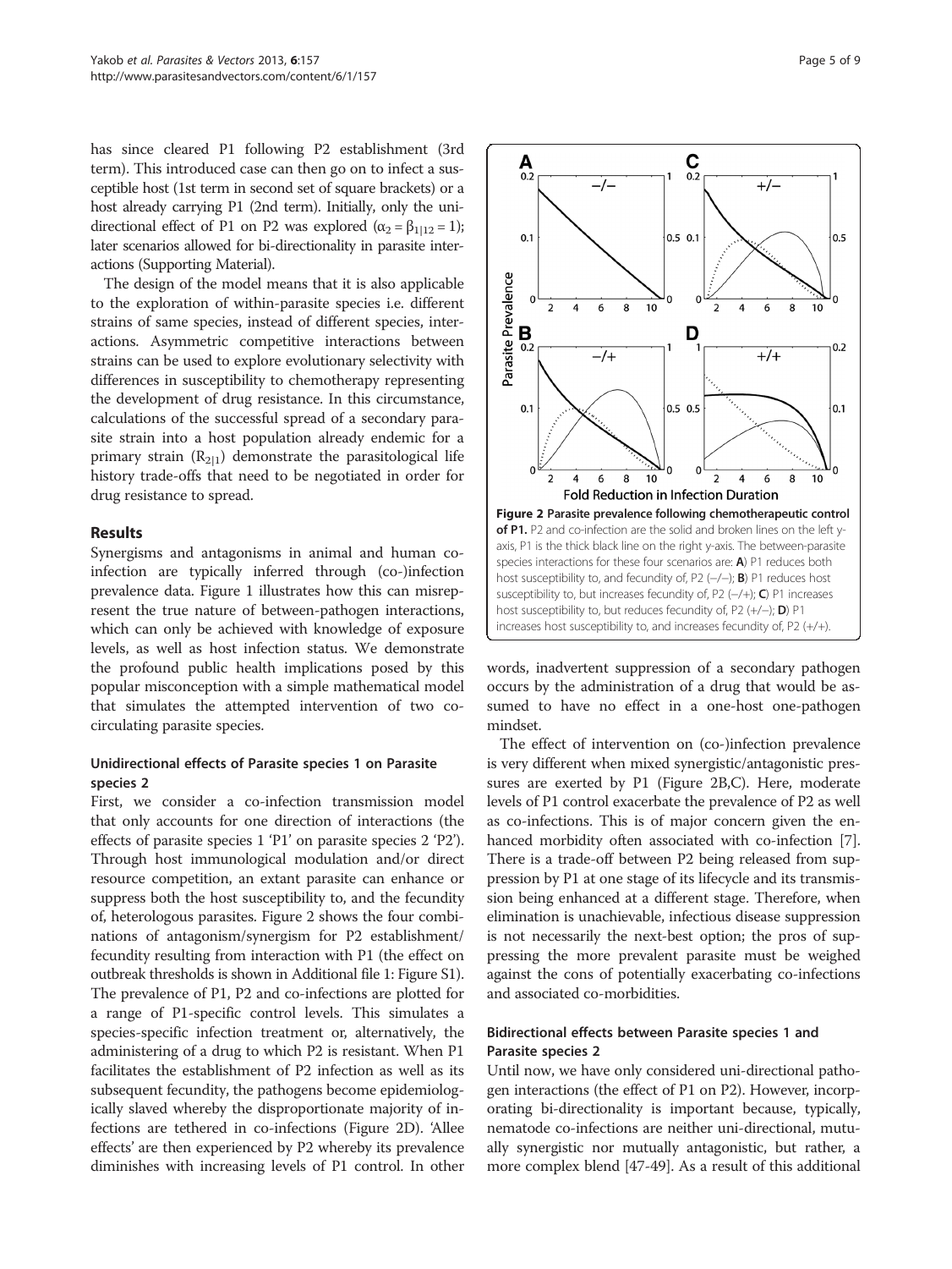has since cleared P1 following P2 establishment (3rd term). This introduced case can then go on to infect a susceptible host (1st term in second set of square brackets) or a host already carrying P1 (2nd term). Initially, only the uni-directional effect of P1 on P2 was explored ($\alpha_2 = \beta_{1|12} = 1$); later scenarios allowed for bi-directionality in parasite interactions (Supporting Material).

The design of the model means that it is also applicable to the exploration of within-parasite species i.e. different strains of same species, instead of different species, interactions. Asymmetric competitive interactions between strains can be used to explore evolutionary selectivity with differences in susceptibility to chemotherapy representing the development of drug resistance. In this circumstance, calculations of the successful spread of a secondary parasite strain into a host population already endemic for a primary strain ($R_{2|1}$) demonstrate the parasitological life history trade-offs that need to be negotiated in order for drug resistance to spread.

## Results

Synergisms and antagonisms in animal and human co-infection are typically inferred through (co-)infection prevalence data. Figure 1 illustrates how this can misrepresent the true nature of between-pathogen interactions, which can only be achieved with knowledge of exposure levels, as well as host infection status. We demonstrate the profound public health implications posed by this popular misconception with a simple mathematical model that simulates the attempted intervention of two co-circulating parasite species.

### Unidirectional effects of Parasite species 1 on Parasite species 2

First, we consider a co-infection transmission model that only accounts for one direction of interactions (the effects of parasite species 1 'P1' on parasite species 2 'P2'). Through host immunological modulation and/or direct resource competition, an extant parasite can enhance or suppress both the host susceptibility to, and the fecundity of, heterologous parasites. Figure 2 shows the four combinations of antagonism/synergism for P2 establishment/fecundity resulting from interaction with P1 (the effect on outbreak thresholds is shown in Additional file 1: Figure S1). The prevalence of P1, P2 and co-infections are plotted for a range of P1-specific control levels. This simulates a species-specific infection treatment or, alternatively, the administering of a drug to which P2 is resistant. When P1 facilitates the establishment of P2 infection as well as its subsequent fecundity, the pathogens become epidemiologically slaved whereby the disproportionate majority of infections are tethered in co-infections (Figure 2D). 'Allee effects' are then experienced by P2 whereby its prevalence diminishes with increasing levels of P1 control. In other words, inadvertent suppression of a secondary pathogen occurs by the administration of a drug that would be assumed to have no effect in a one-host one-pathogen mindset.

**Figure 2 Parasite prevalence following chemotherapeutic control of P1.** P2 and co-infection are the solid and broken lines on the left y-axis, P1 is the thick black line on the right y-axis. The between-parasite species interactions for these four scenarios are: **A**) P1 reduces both host susceptibility to, and fecundity of, P2 (−/−); **B**) P1 reduces host susceptibility to, but increases fecundity of, P2 (−/+); **C**) P1 increases host susceptibility to, but reduces fecundity of, P2 (+/−); **D**) P1 increases host susceptibility to, and increases fecundity of, P2 (+/+).

The effect of intervention on (co-)infection prevalence is very different when mixed synergistic/antagonistic pressures are exerted by P1 (Figure 2B,C). Here, moderate levels of P1 control exacerbate the prevalence of P2 as well as co-infections. This is of major concern given the enhanced morbidity often associated with co-infection [7]. There is a trade-off between P2 being released from suppression by P1 at one stage of its lifecycle and its transmission being enhanced at a different stage. Therefore, when elimination is unachievable, infectious disease suppression is not necessarily the next-best option; the pros of suppressing the more prevalent parasite must be weighed against the cons of potentially exacerbating co-infections and associated co-morbidities.

### Bidirectional effects between Parasite species 1 and Parasite species 2

Until now, we have only considered uni-directional pathogen interactions (the effect of P1 on P2). However, incorporating bi-directionality is important because, typically, nematode co-infections are neither uni-directional, mutually synergistic nor mutually antagonistic, but rather, a more complex blend [47-49]. As a result of this additional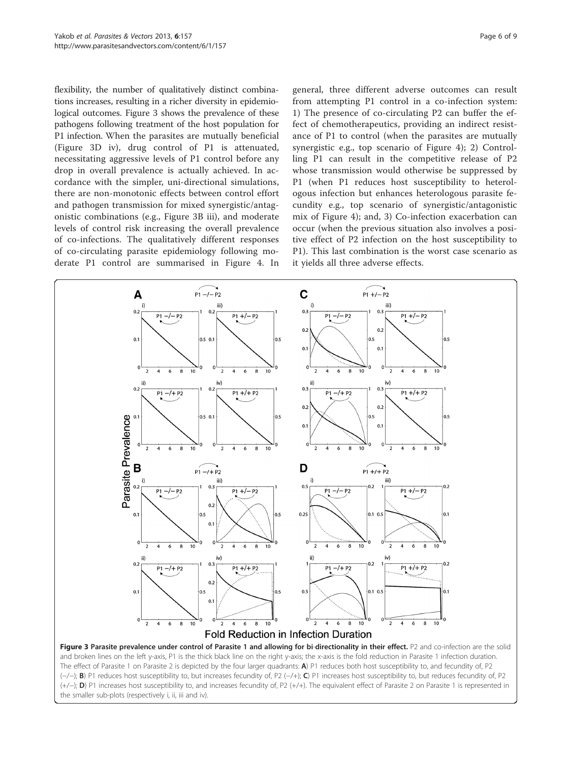flexibility, the number of qualitatively distinct combinations increases, resulting in a richer diversity in epidemiological outcomes. Figure 3 shows the prevalence of these pathogens following treatment of the host population for P1 infection. When the parasites are mutually beneficial (Figure 3D iv), drug control of P1 is attenuated, necessitating aggressive levels of P1 control before any drop in overall prevalence is actually achieved. In accordance with the simpler, uni-directional simulations, there are non-monotonic effects between control effort and pathogen transmission for mixed synergistic/antagonistic combinations (e.g., Figure 3B iii), and moderate levels of control risk increasing the overall prevalence of co-infections. The qualitatively different responses of co-circulating parasite epidemiology following moderate P1 control are summarised in Figure 4. In general, three different adverse outcomes can result from attempting P1 control in a co-infection system: 1) The presence of co-circulating P2 can buffer the effect of chemotherapeutics, providing an indirect resistance of P1 to control (when the parasites are mutually synergistic e.g., top scenario of Figure 4); 2) Controlling P1 can result in the competitive release of P2 whose transmission would otherwise be suppressed by P1 (when P1 reduces host susceptibility to heterologous infection but enhances heterologous parasite fecundity e.g., top scenario of synergistic/antagonistic mix of Figure 4); and, 3) Co-infection exacerbation can occur (when the previous situation also involves a positive effect of P2 infection on the host susceptibility to P1). This last combination is the worst case scenario as it yields all three adverse effects.

**Figure 3 Parasite prevalence under control of Parasite 1 and allowing for bi-directionality in their effect.** P2 and co-infection are the solid and broken lines on the left y-axis, P1 is the thick black line on the right y-axis; the x-axis is the fold reduction in Parasite 1 infection duration. The effect of Parasite 1 on Parasite 2 is depicted by the four larger quadrants: **A**) P1 reduces both host susceptibility to, and fecundity of, P2 (−/−); **B**) P1 reduces host susceptibility to, but increases fecundity of, P2 (−/+); **C**) P1 increases host susceptibility to, but reduces fecundity of, P2 (+/−); **D**) P1 increases host susceptibility to, and increases fecundity of, P2 (+/+). The equivalent effect of Parasite 2 on Parasite 1 is represented in the smaller sub-plots (respectively i, ii, iii and iv).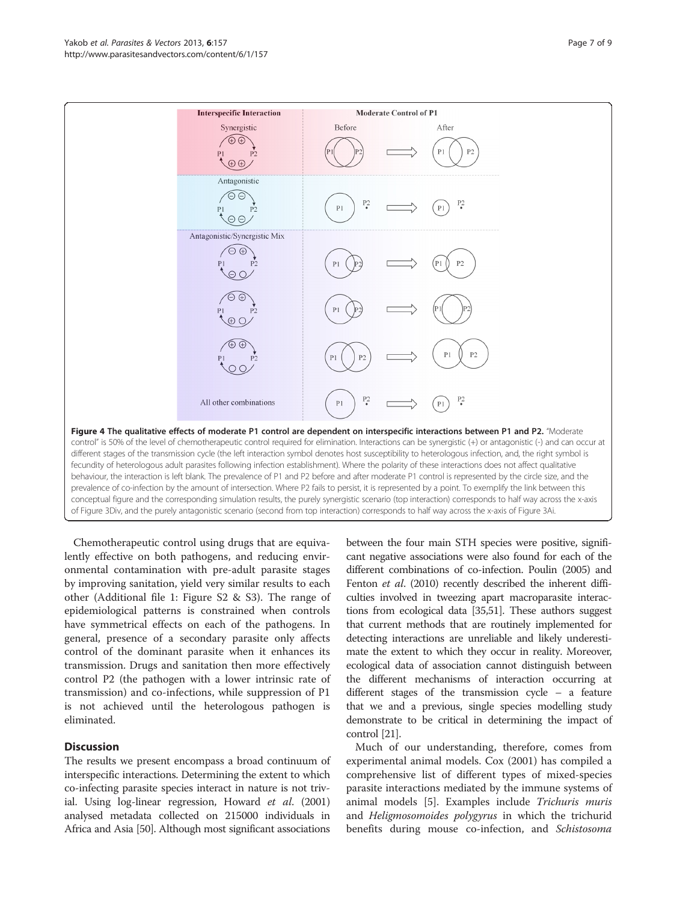**Figure 4 The qualitative effects of moderate P1 control are dependent on interspecific interactions between P1 and P2.** "Moderate control" is 50% of the level of chemotherapeutic control required for elimination. Interactions can be synergistic (+) or antagonistic (-) and can occur at different stages of the transmission cycle (the left interaction symbol denotes host susceptibility to heterologous infection, and, the right symbol is fecundity of heterologous adult parasites following infection establishment). Where the polarity of these interactions does not affect qualitative behaviour, the interaction is left blank. The prevalence of P1 and P2 before and after moderate P1 control is represented by the circle size, and the prevalence of co-infection by the amount of intersection. Where P2 fails to persist, it is represented by a point. To exemplify the link between this conceptual figure and the corresponding simulation results, the purely synergistic scenario (top interaction) corresponds to half way across the x-axis of Figure 3Div, and the purely antagonistic scenario (second from top interaction) corresponds to half way across the x-axis of Figure 3Ai.

Chemotherapeutic control using drugs that are equivalently effective on both pathogens, and reducing environmental contamination with pre-adult parasite stages by improving sanitation, yield very similar results to each other (Additional file 1: Figure S2 & S3). The range of epidemiological patterns is constrained when controls have symmetrical effects on each of the pathogens. In general, presence of a secondary parasite only affects control of the dominant parasite when it enhances its transmission. Drugs and sanitation then more effectively control P2 (the pathogen with a lower intrinsic rate of transmission) and co-infections, while suppression of P1 is not achieved until the heterologous pathogen is eliminated.

## Discussion

The results we present encompass a broad continuum of interspecific interactions. Determining the extent to which co-infecting parasite species interact in nature is not trivial. Using log-linear regression, Howard *et al*. (2001) analysed metadata collected on 215000 individuals in Africa and Asia [50]. Although most significant associations between the four main STH species were positive, significant negative associations were also found for each of the different combinations of co-infection. Poulin (2005) and Fenton *et al*. (2010) recently described the inherent difficulties involved in tweezing apart macroparasite interactions from ecological data [35,51]. These authors suggest that current methods that are routinely implemented for detecting interactions are unreliable and likely underestimate the extent to which they occur in reality. Moreover, ecological data of association cannot distinguish between the different mechanisms of interaction occurring at different stages of the transmission cycle – a feature that we and a previous, single species modelling study demonstrate to be critical in determining the impact of control [21].

Much of our understanding, therefore, comes from experimental animal models. Cox (2001) has compiled a comprehensive list of different types of mixed-species parasite interactions mediated by the immune systems of animal models [5]. Examples include *Trichuris muris* and *Heligmosomoides polygyrus* in which the trichurid benefits during mouse co-infection, and *Schistosoma*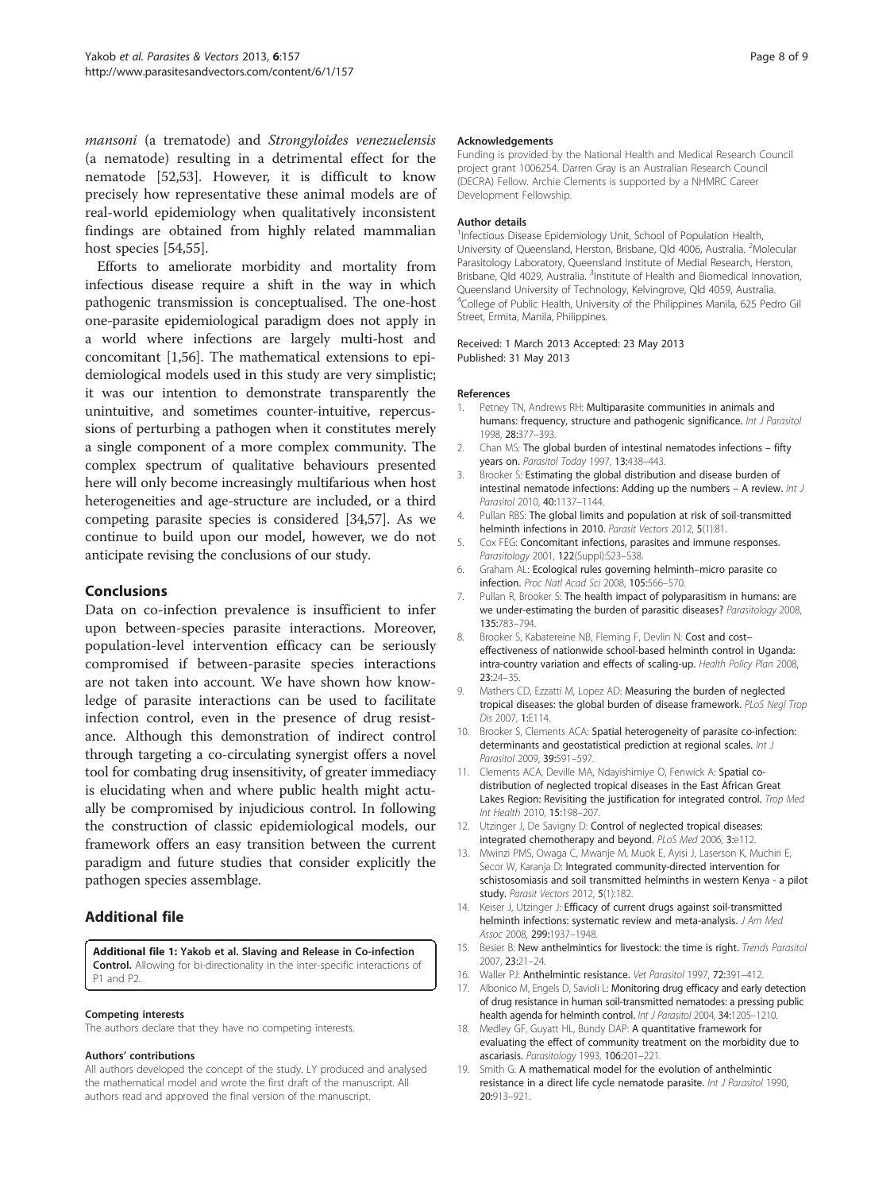*mansoni* (a trematode) and *Strongyloides venezuelensis* (a nematode) resulting in a detrimental effect for the nematode [52,53]. However, it is difficult to know precisely how representative these animal models are of real-world epidemiology when qualitatively inconsistent findings are obtained from highly related mammalian host species [54,55].

Efforts to ameliorate morbidity and mortality from infectious disease require a shift in the way in which pathogenic transmission is conceptualised. The one-host one-parasite epidemiological paradigm does not apply in a world where infections are largely multi-host and concomitant [1,56]. The mathematical extensions to epidemiological models used in this study are very simplistic; it was our intention to demonstrate transparently the unintuitive, and sometimes counter-intuitive, repercussions of perturbing a pathogen when it constitutes merely a single component of a more complex community. The complex spectrum of qualitative behaviours presented here will only become increasingly multifarious when host heterogeneities and age-structure are included, or a third competing parasite species is considered [34,57]. As we continue to build upon our model, however, we do not anticipate revising the conclusions of our study.

## Conclusions

Data on co-infection prevalence is insufficient to infer upon between-species parasite interactions. Moreover, population-level intervention efficacy can be seriously compromised if between-parasite species interactions are not taken into account. We have shown how knowledge of parasite interactions can be used to facilitate infection control, even in the presence of drug resistance. Although this demonstration of indirect control through targeting a co-circulating synergist offers a novel tool for combating drug insensitivity, of greater immediacy is elucidating when and where public health might actually be compromised by injudicious control. In following the construction of classic epidemiological models, our framework offers an easy transition between the current paradigm and future studies that consider explicitly the pathogen species assemblage.

## Additional file

**Additional file 1: Yakob et al. Slaving and Release in Co-infection Control.** Allowing for bi-directionality in the inter-specific interactions of P1 and P2.

#### Competing interests

The authors declare that they have no competing interests.

#### Authors' contributions

All authors developed the concept of the study. LY produced and analysed the mathematical model and wrote the first draft of the manuscript. All authors read and approved the final version of the manuscript.

#### Acknowledgements

Funding is provided by the National Health and Medical Research Council project grant 1006254. Darren Gray is an Australian Research Council (DECRA) Fellow. Archie Clements is supported by a NHMRC Career Development Fellowship.

#### Author details

[1]Infectious Disease Epidemiology Unit, School of Population Health, University of Queensland, Herston, Brisbane, Qld 4006, Australia. [2]Molecular Parasitology Laboratory, Queensland Institute of Medial Research, Herston, Brisbane, Qld 4029, Australia. [3]Institute of Health and Biomedical Innovation, Queensland University of Technology, Kelvingrove, Qld 4059, Australia. [4]College of Public Health, University of the Philippines Manila, 625 Pedro Gil Street, Ermita, Manila, Philippines.

Received: 1 March 2013 Accepted: 23 May 2013
Published: 31 May 2013

#### References

1. Petney TN, Andrews RH: **Multiparasite communities in animals and humans: frequency, structure and pathogenic significance.** *Int J Parasitol* 1998, **28**:377–393.
2. Chan MS: **The global burden of intestinal nematodes infections – fifty years on.** *Parasitol Today* 1997, **13**:438–443.
3. Brooker S: **Estimating the global distribution and disease burden of intestinal nematode infections: Adding up the numbers – A review.** *Int J Parasitol* 2010, **40**:1137–1144.
4. Pullan RBS: **The global limits and population at risk of soil-transmitted helminth infections in 2010.** *Parasit Vectors* 2012, **5**(1):81.
5. Cox FEG: **Concomitant infections, parasites and immune responses.** *Parasitology* 2001, **122**(Suppl):S23–S38.
6. Graham AL: **Ecological rules governing helminth–micro parasite co infection.** *Proc Natl Acad Sci* 2008, **105**:566–570.
7. Pullan R, Brooker S: **The health impact of polyparasitism in humans: are we under-estimating the burden of parasitic diseases?** *Parasitology* 2008, **135**:783–794.
8. Brooker S, Kabatereine NB, Fleming F, Devlin N: **Cost and cost–effectiveness of nationwide school-based helminth control in Uganda: intra-country variation and effects of scaling-up.** *Health Policy Plan* 2008, **23**:24–35.
9. Mathers CD, Ezzatti M, Lopez AD: **Measuring the burden of neglected tropical diseases: the global burden of disease framework.** *PLoS Negl Trop Dis* 2007, **1**:E114.
10. Brooker S, Clements ACA: **Spatial heterogeneity of parasite co-infection: determinants and geostatistical prediction at regional scales.** *Int J Parasitol* 2009, **39**:591–597.
11. Clements ACA, Deville MA, Ndayishimiye O, Fenwick A: **Spatial co-distribution of neglected tropical diseases in the East African Great Lakes Region: Revisiting the justification for integrated control.** *Trop Med Int Health* 2010, **15**:198–207.
12. Utzinger J, De Savigny D: **Control of neglected tropical diseases: integrated chemotherapy and beyond.** *PLoS Med* 2006, **3**:e112.
13. Mwinzi PMS, Owaga C, Mwanje M, Muok E, Ayisi J, Laserson K, Muchiri E, Secor W, Karanja D: **Integrated community-directed intervention for schistosomiasis and soil transmitted helminths in western Kenya - a pilot study.** *Parasit Vectors* 2012, **5**(1):182.
14. Keiser J, Utzinger J: **Efficacy of current drugs against soil-transmitted helminth infections: systematic review and meta-analysis.** *J Am Med Assoc* 2008, **299**:1937–1948.
15. Besier B: **New anthelmintics for livestock: the time is right.** *Trends Parasitol* 2007, **23**:21–24.
16. Waller PJ: **Anthelmintic resistance.** *Vet Parasitol* 1997, **72**:391–412.
17. Albonico M, Engels D, Savioli L: **Monitoring drug efficacy and early detection of drug resistance in human soil-transmitted nematodes: a pressing public health agenda for helminth control.** *Int J Parasitol* 2004, **34**:1205–1210.
18. Medley GF, Guyatt HL, Bundy DAP: **A quantitative framework for evaluating the effect of community treatment on the morbidity due to ascariasis.** *Parasitology* 1993, **106**:201–221.
19. Smith G: **A mathematical model for the evolution of anthelmintic resistance in a direct life cycle nematode parasite.** *Int J Parasitol* 1990, **20**:913–921.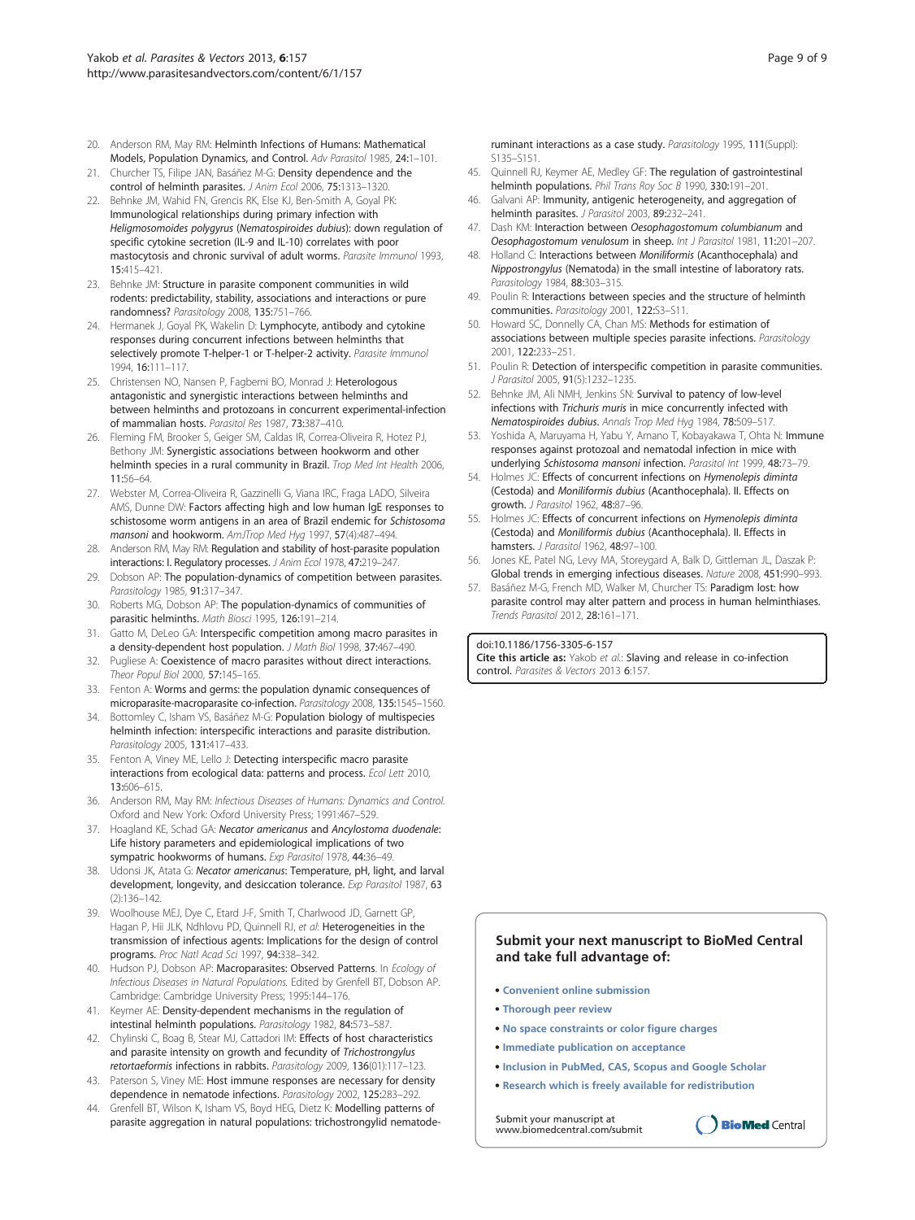20. Anderson RM, May RM: **Helminth Infections of Humans: Mathematical Models, Population Dynamics, and Control.** *Adv Parasitol* 1985, **24:**1–101.
21. Churcher TS, Filipe JAN, Basáñez M-G: **Density dependence and the control of helminth parasites.** *J Anim Ecol* 2006, **75:**1313–1320.
22. Behnke JM, Wahid FN, Grencis RK, Else KJ, Ben-Smith A, Goyal PK: **Immunological relationships during primary infection with *Heligmosomoides polygyrus* (*Nematospiroides dubius*): down regulation of specific cytokine secretion (IL-9 and IL-10) correlates with poor mastocytosis and chronic survival of adult worms.** *Parasite Immunol* 1993, **15:**415–421.
23. Behnke JM: **Structure in parasite component communities in wild rodents: predictability, stability, associations and interactions or pure randomness?** *Parasitology* 2008, **135:**751–766.
24. Hermanek J, Goyal PK, Wakelin D: **Lymphocyte, antibody and cytokine responses during concurrent infections between helminths that selectively promote T-helper-1 or T-helper-2 activity.** *Parasite Immunol* 1994, **16:**111–117.
25. Christensen NO, Nansen P, Fagbemi BO, Monrad J: **Heterologous antagonistic and synergistic interactions between helminths and between helminths and protozoans in concurrent experimental-infection of mammalian hosts.** *Parasitol Res* 1987, **73:**387–410.
26. Fleming FM, Brooker S, Geiger SM, Caldas IR, Correa-Oliveira R, Hotez PJ, Bethony JM: **Synergistic associations between hookworm and other helminth species in a rural community in Brazil.** *Trop Med Int Health* 2006, **11:**56–64.
27. Webster M, Correa-Oliveira R, Gazzinelli G, Viana IRC, Fraga LADO, Silveira AMS, Dunne DW: **Factors affecting high and low human IgE responses to schistosome worm antigens in an area of Brazil endemic for *Schistosoma mansoni* and hookworm.** *AmJTrop Med Hyg* 1997, **57**(4):487–494.
28. Anderson RM, May RM: **Regulation and stability of host-parasite population interactions: I. Regulatory processes.** *J Anim Ecol* 1978, **47:**219–247.
29. Dobson AP: **The population-dynamics of competition between parasites.** *Parasitology* 1985, **91:**317–347.
30. Roberts MG, Dobson AP: **The population-dynamics of communities of parasitic helminths.** *Math Biosci* 1995, **126:**191–214.
31. Gatto M, DeLeo GA: **Interspecific competition among macro parasites in a density-dependent host population.** *J Math Biol* 1998, **37:**467–490.
32. Pugliese A: **Coexistence of macro parasites without direct interactions.** *Theor Popul Biol* 2000, **57:**145–165.
33. Fenton A: **Worms and germs: the population dynamic consequences of microparasite-macroparasite co-infection.** *Parasitology* 2008, **135:**1545–1560.
34. Bottomley C, Isham VS, Basáñez M-G: **Population biology of multispecies helminth infection: interspecific interactions and parasite distribution.** *Parasitology* 2005, **131:**417–433.
35. Fenton A, Viney ME, Lello J: **Detecting interspecific macro parasite interactions from ecological data: patterns and process.** *Ecol Lett* 2010, **13:**606–615.
36. Anderson RM, May RM: *Infectious Diseases of Humans: Dynamics and Control.* Oxford and New York: Oxford University Press; 1991:467–529.
37. Hoagland KE, Schad GA: ***Necator americanus* and *Ancylostoma duodenale*: Life history parameters and epidemiological implications of two sympatric hookworms of humans.** *Exp Parasitol* 1978, **44:**36–49.
38. Udonsi JK, Atata G: ***Necator americanus*: Temperature, pH, light, and larval development, longevity, and desiccation tolerance.** *Exp Parasitol* 1987, **63** (2):136–142.
39. Woolhouse MEJ, Dye C, Etard J-F, Smith T, Charlwood JD, Garnett GP, Hagan P, Hii JLK, Ndhlovu PD, Quinnell RJ, *et al*: **Heterogeneities in the transmission of infectious agents: Implications for the design of control programs.** *Proc Natl Acad Sci* 1997, **94:**338–342.
40. Hudson PJ, Dobson AP: **Macroparasites: Observed Patterns.** In *Ecology of Infectious Diseases in Natural Populations.* Edited by Grenfell BT, Dobson AP. Cambridge: Cambridge University Press; 1995:144–176.
41. Keymer AE: **Density-dependent mechanisms in the regulation of intestinal helminth populations.** *Parasitology* 1982, **84:**573–587.
42. Chylinski C, Boag B, Stear MJ, Cattadori IM: **Effects of host characteristics and parasite intensity on growth and fecundity of *Trichostrongylus retortaeformis* infections in rabbits.** *Parasitology* 2009, **136**(01):117–123.
43. Paterson S, Viney ME: **Host immune responses are necessary for density dependence in nematode infections.** *Parasitology* 2002, **125:**283–292.
44. Grenfell BT, Wilson K, Isham VS, Boyd HEG, Dietz K: **Modelling patterns of parasite aggregation in natural populations: trichostrongylid nematode-ruminant interactions as a case study.** *Parasitology* 1995, **111**(Suppl): S135–S151.
45. Quinnell RJ, Keymer AE, Medley GF: **The regulation of gastrointestinal helminth populations.** *Phil Trans Roy Soc B* 1990, **330:**191–201.
46. Galvani AP: **Immunity, antigenic heterogeneity, and aggregation of helminth parasites.** *J Parasitol* 2003, **89:**232–241.
47. Dash KM: **Interaction between *Oesophagostomum columbianum* and *Oesophagostomum venulosum* in sheep.** *Int J Parasitol* 1981, **11:**201–207.
48. Holland C: **Interactions between *Moniliformis* (Acanthocephala) and *Nippostrongylus* (Nematoda) in the small intestine of laboratory rats.** *Parasitology* 1984, **88:**303–315.
49. Poulin R: **Interactions between species and the structure of helminth communities.** *Parasitology* 2001, **122:**S3–S11.
50. Howard SC, Donnelly CA, Chan MS: **Methods for estimation of associations between multiple species parasite infections.** *Parasitology* 2001, **122:**233–251.
51. Poulin R: **Detection of interspecific competition in parasite communities.** *J Parasitol* 2005, **91**(5):1232–1235.
52. Behnke JM, Ali NMH, Jenkins SN: **Survival to patency of low-level infections with *Trichuris muris* in mice concurrently infected with *Nematospiroides dubius*.** *Annals Trop Med Hyg* 1984, **78:**509–517.
53. Yoshida A, Maruyama H, Yabu Y, Amano T, Kobayakawa T, Ohta N: **Immune responses against protozoal and nematodal infection in mice with underlying *Schistosoma mansoni* infection.** *Parasitol Int* 1999, **48:**73–79.
54. Holmes JC: **Effects of concurrent infections on *Hymenolepis diminta* (Cestoda) and *Moniliformis dubius* (Acanthocephala). II. Effects on growth.** *J Parasitol* 1962, **48:**87–96.
55. Holmes JC: **Effects of concurrent infections on *Hymenolepis diminta* (Cestoda) and *Moniliformis dubius* (Acanthocephala). II. Effects in hamsters.** *J Parasitol* 1962, **48:**97–100.
56. Jones KE, Patel NG, Levy MA, Storeygard A, Balk D, Gittleman JL, Daszak P: **Global trends in emerging infectious diseases.** *Nature* 2008, **451:**990–993.
57. Basáñez M-G, French MD, Walker M, Churcher TS: **Paradigm lost: how parasite control may alter pattern and process in human helminthiases.** *Trends Parasitol* 2012, **28:**161–171.

doi:10.1186/1756-3305-6-157
**Cite this article as:** Yakob *et al.*: Slaving and release in co-infection control. *Parasites & Vectors* 2013 **6**:157.

**Submit your next manuscript to BioMed Central and take full advantage of:**

- **Convenient online submission**
- **Thorough peer review**
- **No space constraints or color figure charges**
- **Immediate publication on acceptance**
- **Inclusion in PubMed, CAS, Scopus and Google Scholar**
- **Research which is freely available for redistribution**

Submit your manuscript at
www.biomedcentral.com/submit

BioMed Central